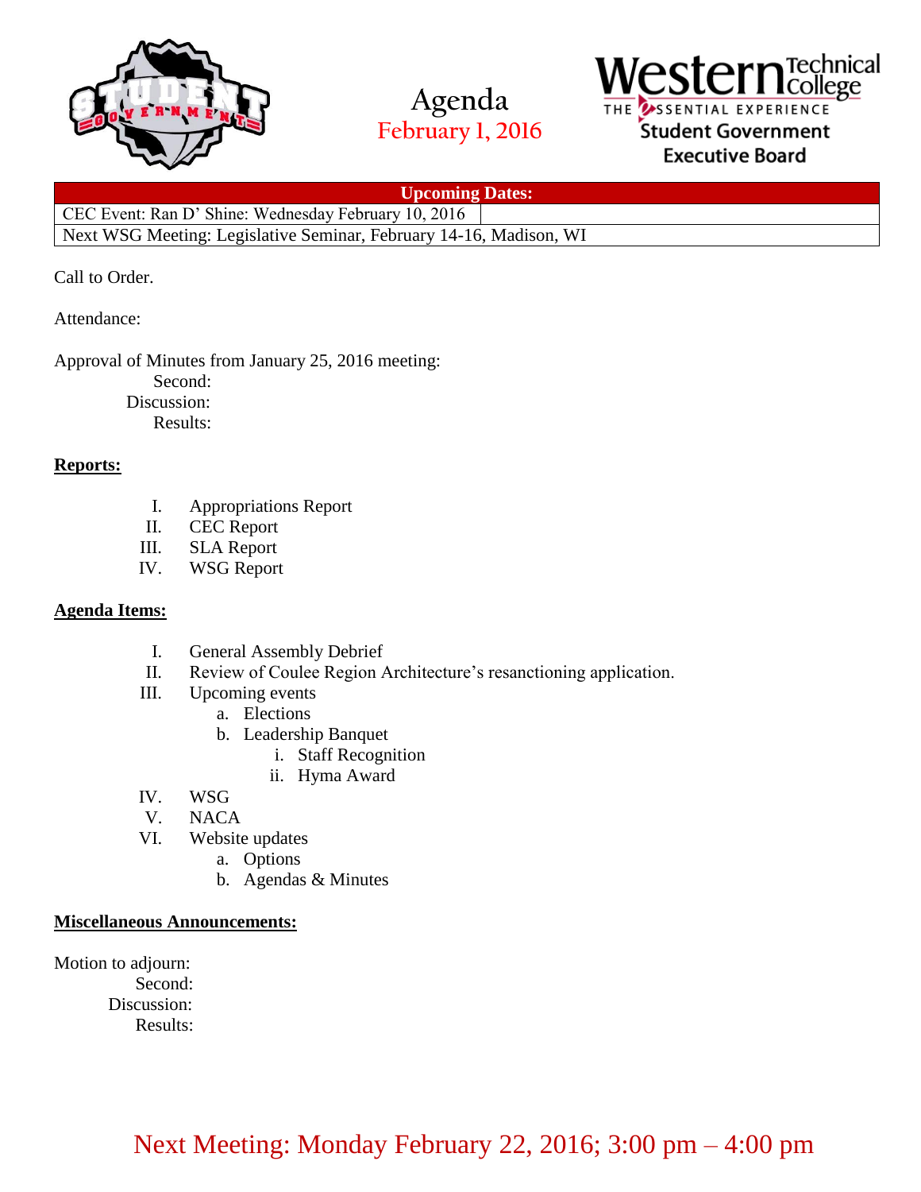# Agenda

## February 1, 2016

Western Technical College
THE ESSENTIAL EXPERIENCE
Student Government
Executive Board

| Upcoming Dates: | |
|---|---|
| CEC Event: Ran D' Shine: Wednesday February 10, 2016 | |
| Next WSG Meeting: Legislative Seminar, February 14-16, Madison, WI | |

Call to Order.

Attendance:

Approval of Minutes from January 25, 2016 meeting:
Second:
Discussion:
Results:

**Reports:**

I. Appropriations Report
II. CEC Report
III. SLA Report
IV. WSG Report

**Agenda Items:**

I. General Assembly Debrief
II. Review of Coulee Region Architecture's resanctioning application.
III. Upcoming events
    a. Elections
    b. Leadership Banquet
        i. Staff Recognition
        ii. Hyma Award
IV. WSG
V. NACA
VI. Website updates
    a. Options
    b. Agendas & Minutes

**Miscellaneous Announcements:**

Motion to adjourn:
Second:
Discussion:
Results:

Next Meeting: Monday February 22, 2016; 3:00 pm – 4:00 pm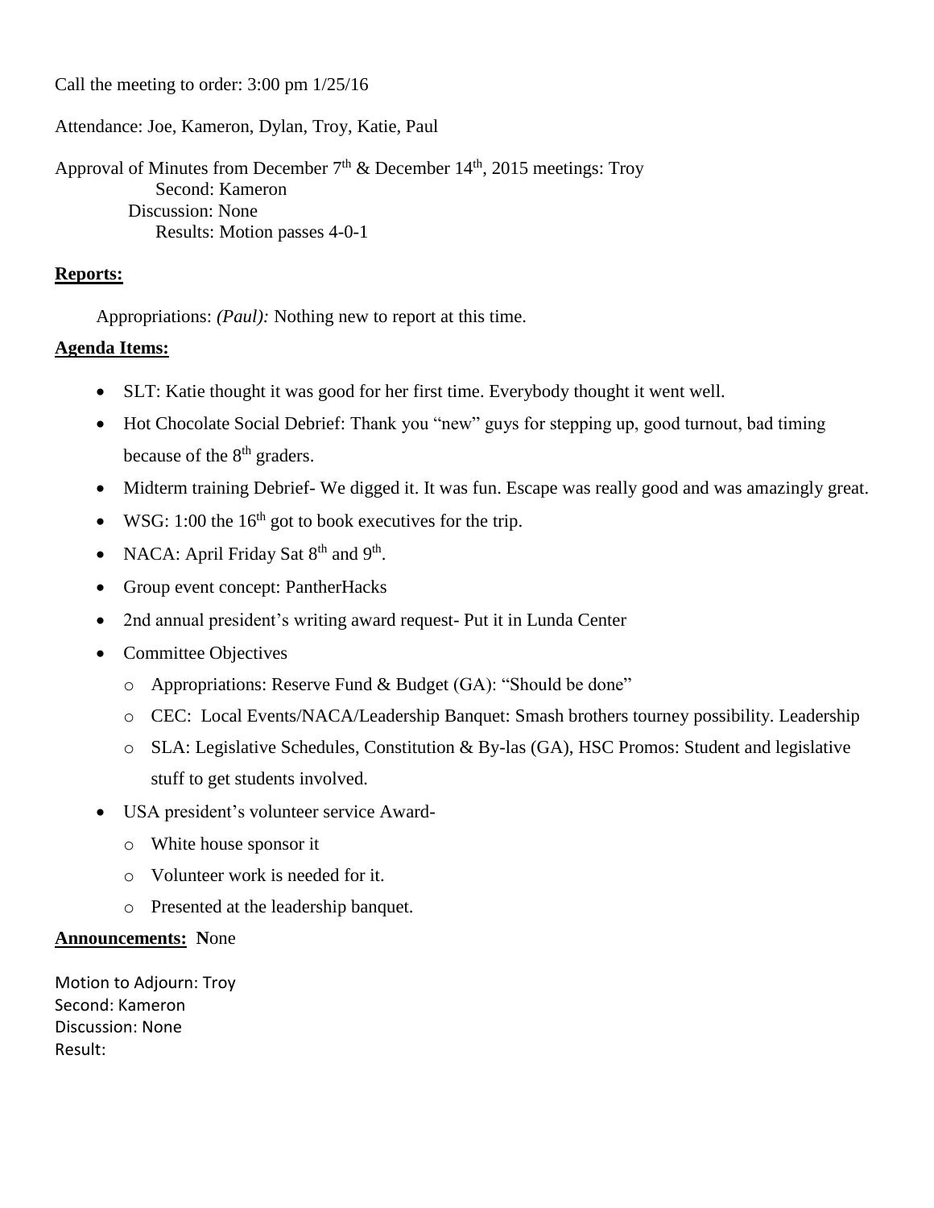Call the meeting to order: 3:00 pm 1/25/16

Attendance: Joe, Kameron, Dylan, Troy, Katie, Paul

Approval of Minutes from December 7th & December 14th, 2015 meetings: Troy
Second: Kameron
Discussion: None
Results: Motion passes 4-0-1

**Reports:**

Appropriations: *(Paul):* Nothing new to report at this time.

**Agenda Items:**

- SLT: Katie thought it was good for her first time. Everybody thought it went well.
- Hot Chocolate Social Debrief: Thank you "new" guys for stepping up, good turnout, bad timing because of the 8th graders.
- Midterm training Debrief- We digged it. It was fun. Escape was really good and was amazingly great.
- WSG: 1:00 the 16th got to book executives for the trip.
- NACA: April Friday Sat 8th and 9th.
- Group event concept: PantherHacks
- 2nd annual president's writing award request- Put it in Lunda Center
- Committee Objectives
  - Appropriations: Reserve Fund & Budget (GA): "Should be done"
  - CEC: Local Events/NACA/Leadership Banquet: Smash brothers tourney possibility. Leadership
  - SLA: Legislative Schedules, Constitution & By-las (GA), HSC Promos: Student and legislative stuff to get students involved.
- USA president's volunteer service Award-
  - White house sponsor it
  - Volunteer work is needed for it.
  - Presented at the leadership banquet.

**Announcements:** **N**one

Motion to Adjourn: Troy
Second: Kameron
Discussion: None
Result: